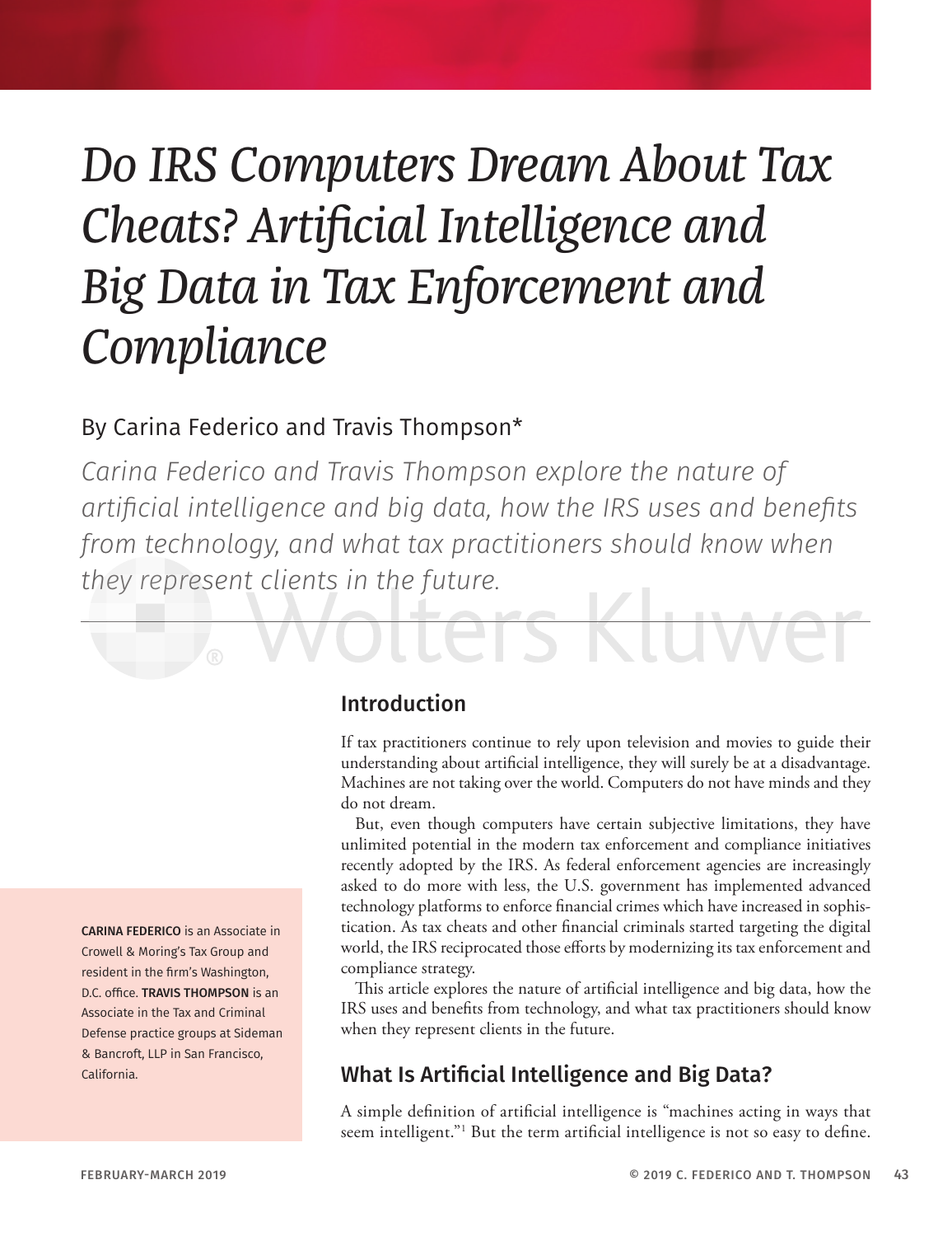# *Do IRS Computers Dream About Tax Cheats? Artificial Intelligence and Big Data in Tax Enforcement and Compliance*

By Carina Federico and Travis Thompson*

*Carina Federico and Travis Thompson explore the nature of artificial intelligence and big data, how the IRS uses and benefits from technology, and what tax practitioners should know when they represent clients in the future.*

**CARINA FEDERICO** is an Associate in Crowell & Moring's Tax Group and resident in the firm's Washington, D.C. office. **TRAVIS THOMPSON** is an Associate in the Tax and Criminal Defense practice groups at Sideman & Bancroft, LLP in San Francisco, California.

## Introduction

If tax practitioners continue to rely upon television and movies to guide their understanding about artificial intelligence, they will surely be at a disadvantage. Machines are not taking over the world. Computers do not have minds and they do not dream.

But, even though computers have certain subjective limitations, they have unlimited potential in the modern tax enforcement and compliance initiatives recently adopted by the IRS. As federal enforcement agencies are increasingly asked to do more with less, the U.S. government has implemented advanced technology platforms to enforce financial crimes which have increased in sophistication. As tax cheats and other financial criminals started targeting the digital world, the IRS reciprocated those efforts by modernizing its tax enforcement and compliance strategy.

This article explores the nature of artificial intelligence and big data, how the IRS uses and benefits from technology, and what tax practitioners should know when they represent clients in the future.

## What Is Artificial Intelligence and Big Data?

A simple definition of artificial intelligence is "machines acting in ways that seem intelligent."[1] But the term artificial intelligence is not so easy to define.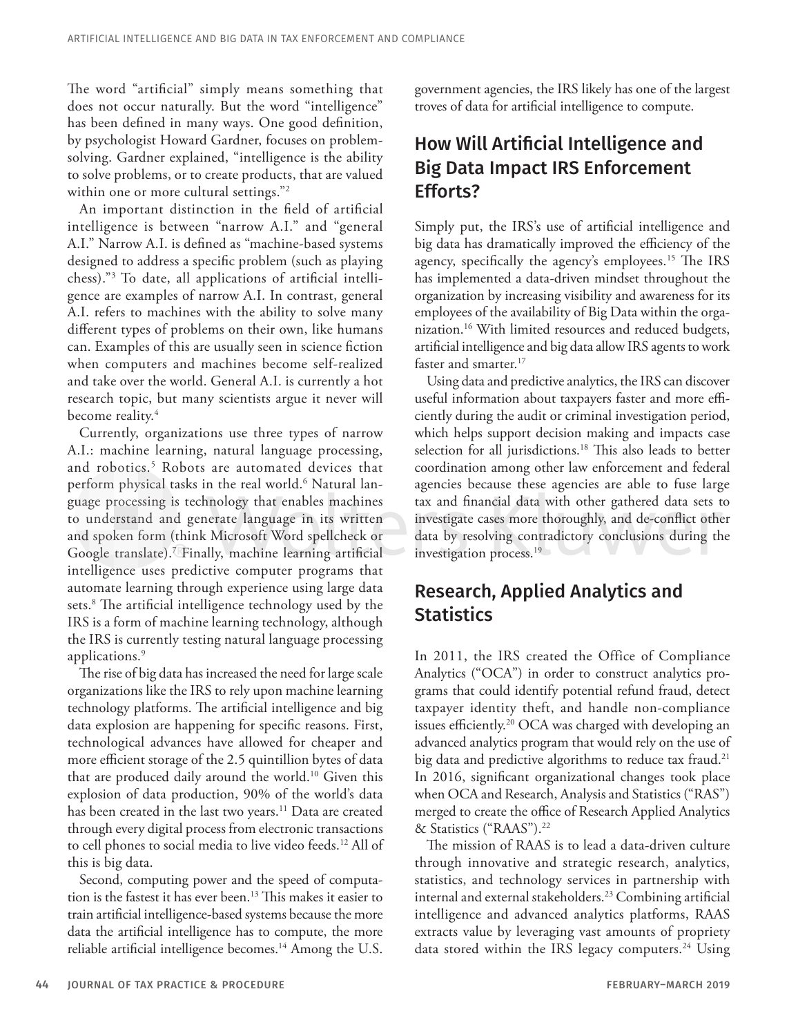The word "artificial" simply means something that does not occur naturally. But the word "intelligence" has been defined in many ways. One good definition, by psychologist Howard Gardner, focuses on problem-solving. Gardner explained, "intelligence is the ability to solve problems, or to create products, that are valued within one or more cultural settings."[2]

An important distinction in the field of artificial intelligence is between "narrow A.I." and "general A.I." Narrow A.I. is defined as "machine-based systems designed to address a specific problem (such as playing chess)."[3] To date, all applications of artificial intelligence are examples of narrow A.I. In contrast, general A.I. refers to machines with the ability to solve many different types of problems on their own, like humans can. Examples of this are usually seen in science fiction when computers and machines become self-realized and take over the world. General A.I. is currently a hot research topic, but many scientists argue it never will become reality.[4]

Currently, organizations use three types of narrow A.I.: machine learning, natural language processing, and robotics.[5] Robots are automated devices that perform physical tasks in the real world.[6] Natural language processing is technology that enables machines to understand and generate language in its written and spoken form (think Microsoft Word spellcheck or Google translate).[7] Finally, machine learning artificial intelligence uses predictive computer programs that automate learning through experience using large data sets.[8] The artificial intelligence technology used by the IRS is a form of machine learning technology, although the IRS is currently testing natural language processing applications.[9]

The rise of big data has increased the need for large scale organizations like the IRS to rely upon machine learning technology platforms. The artificial intelligence and big data explosion are happening for specific reasons. First, technological advances have allowed for cheaper and more efficient storage of the 2.5 quintillion bytes of data that are produced daily around the world.[10] Given this explosion of data production, 90% of the world's data has been created in the last two years.[11] Data are created through every digital process from electronic transactions to cell phones to social media to live video feeds.[12] All of this is big data.

Second, computing power and the speed of computation is the fastest it has ever been.[13] This makes it easier to train artificial intelligence-based systems because the more data the artificial intelligence has to compute, the more reliable artificial intelligence becomes.[14] Among the U.S. government agencies, the IRS likely has one of the largest troves of data for artificial intelligence to compute.

## How Will Artificial Intelligence and Big Data Impact IRS Enforcement Efforts?

Simply put, the IRS's use of artificial intelligence and big data has dramatically improved the efficiency of the agency, specifically the agency's employees.[15] The IRS has implemented a data-driven mindset throughout the organization by increasing visibility and awareness for its employees of the availability of Big Data within the organization.[16] With limited resources and reduced budgets, artificial intelligence and big data allow IRS agents to work faster and smarter.[17]

Using data and predictive analytics, the IRS can discover useful information about taxpayers faster and more efficiently during the audit or criminal investigation period, which helps support decision making and impacts case selection for all jurisdictions.[18] This also leads to better coordination among other law enforcement and federal agencies because these agencies are able to fuse large tax and financial data with other gathered data sets to investigate cases more thoroughly, and de-conflict other data by resolving contradictory conclusions during the investigation process.[19]

## Research, Applied Analytics and Statistics

In 2011, the IRS created the Office of Compliance Analytics ("OCA") in order to construct analytics programs that could identify potential refund fraud, detect taxpayer identity theft, and handle non-compliance issues efficiently.[20] OCA was charged with developing an advanced analytics program that would rely on the use of big data and predictive algorithms to reduce tax fraud.[21] In 2016, significant organizational changes took place when OCA and Research, Analysis and Statistics ("RAS") merged to create the office of Research Applied Analytics & Statistics ("RAAS").[22]

The mission of RAAS is to lead a data-driven culture through innovative and strategic research, analytics, statistics, and technology services in partnership with internal and external stakeholders.[23] Combining artificial intelligence and advanced analytics platforms, RAAS extracts value by leveraging vast amounts of propriety data stored within the IRS legacy computers.[24] Using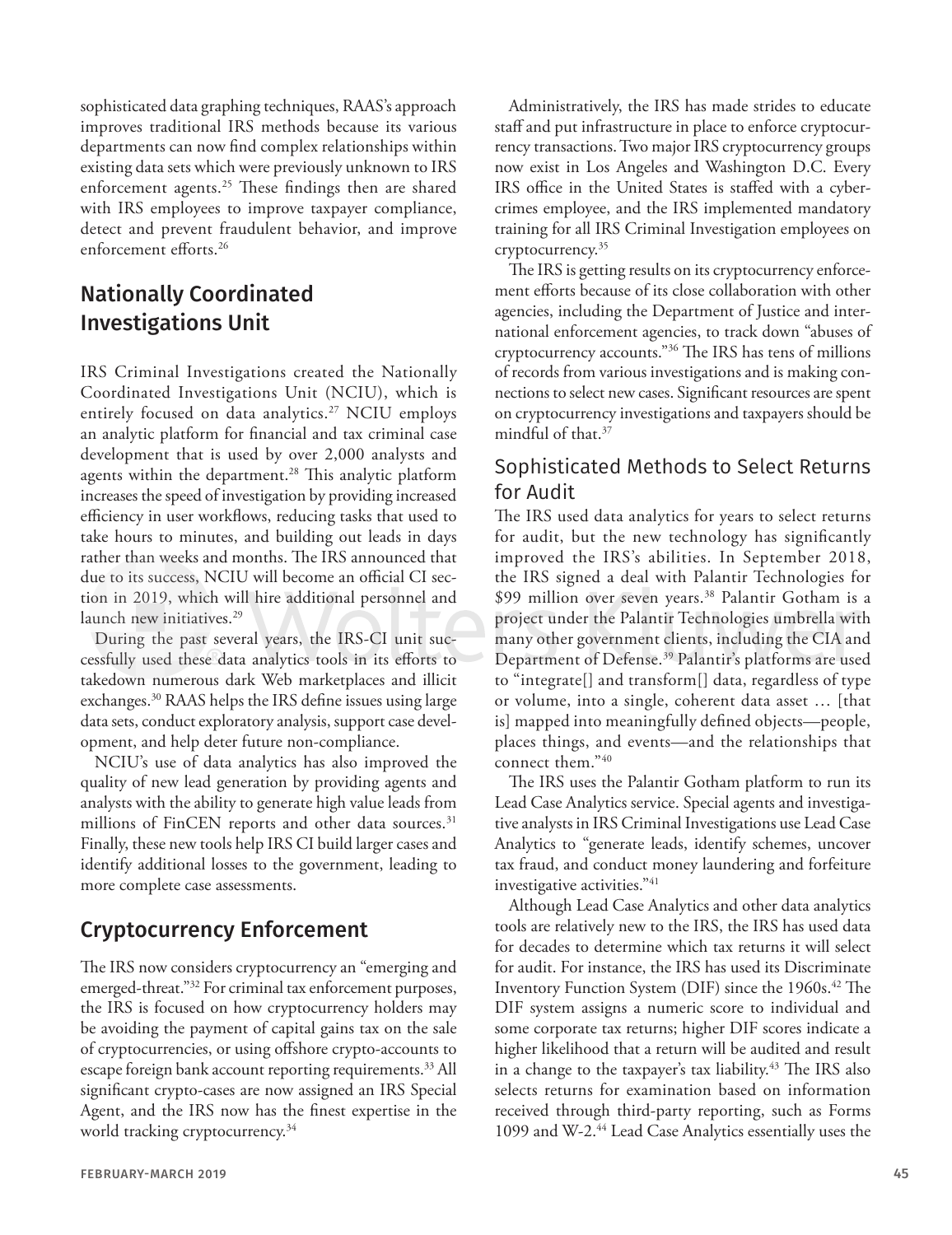sophisticated data graphing techniques, RAAS's approach improves traditional IRS methods because its various departments can now find complex relationships within existing data sets which were previously unknown to IRS enforcement agents.[25] These findings then are shared with IRS employees to improve taxpayer compliance, detect and prevent fraudulent behavior, and improve enforcement efforts.[26]

## Nationally Coordinated Investigations Unit

IRS Criminal Investigations created the Nationally Coordinated Investigations Unit (NCIU), which is entirely focused on data analytics.[27] NCIU employs an analytic platform for financial and tax criminal case development that is used by over 2,000 analysts and agents within the department.[28] This analytic platform increases the speed of investigation by providing increased efficiency in user workflows, reducing tasks that used to take hours to minutes, and building out leads in days rather than weeks and months. The IRS announced that due to its success, NCIU will become an official CI section in 2019, which will hire additional personnel and launch new initiatives.[29]

During the past several years, the IRS-CI unit successfully used these data analytics tools in its efforts to takedown numerous dark Web marketplaces and illicit exchanges.[30] RAAS helps the IRS define issues using large data sets, conduct exploratory analysis, support case development, and help deter future non-compliance.

NCIU's use of data analytics has also improved the quality of new lead generation by providing agents and analysts with the ability to generate high value leads from millions of FinCEN reports and other data sources.[31] Finally, these new tools help IRS CI build larger cases and identify additional losses to the government, leading to more complete case assessments.

## Cryptocurrency Enforcement

The IRS now considers cryptocurrency an "emerging and emerged-threat."[32] For criminal tax enforcement purposes, the IRS is focused on how cryptocurrency holders may be avoiding the payment of capital gains tax on the sale of cryptocurrencies, or using offshore crypto-accounts to escape foreign bank account reporting requirements.[33] All significant crypto-cases are now assigned an IRS Special Agent, and the IRS now has the finest expertise in the world tracking cryptocurrency.[34]

Administratively, the IRS has made strides to educate staff and put infrastructure in place to enforce cryptocurrency transactions. Two major IRS cryptocurrency groups now exist in Los Angeles and Washington D.C. Every IRS office in the United States is staffed with a cybercrimes employee, and the IRS implemented mandatory training for all IRS Criminal Investigation employees on cryptocurrency.[35]

The IRS is getting results on its cryptocurrency enforcement efforts because of its close collaboration with other agencies, including the Department of Justice and international enforcement agencies, to track down "abuses of cryptocurrency accounts."[36] The IRS has tens of millions of records from various investigations and is making connections to select new cases. Significant resources are spent on cryptocurrency investigations and taxpayers should be mindful of that.[37]

### Sophisticated Methods to Select Returns for Audit

The IRS used data analytics for years to select returns for audit, but the new technology has significantly improved the IRS's abilities. In September 2018, the IRS signed a deal with Palantir Technologies for $99 million over seven years.[38] Palantir Gotham is a project under the Palantir Technologies umbrella with many other government clients, including the CIA and Department of Defense.[39] Palantir's platforms are used to "integrate[] and transform[] data, regardless of type or volume, into a single, coherent data asset … [that is] mapped into meaningfully defined objects—people, places things, and events—and the relationships that connect them."[40]

The IRS uses the Palantir Gotham platform to run its Lead Case Analytics service. Special agents and investigative analysts in IRS Criminal Investigations use Lead Case Analytics to "generate leads, identify schemes, uncover tax fraud, and conduct money laundering and forfeiture investigative activities."[41]

Although Lead Case Analytics and other data analytics tools are relatively new to the IRS, the IRS has used data for decades to determine which tax returns it will select for audit. For instance, the IRS has used its Discriminate Inventory Function System (DIF) since the 1960s.[42] The DIF system assigns a numeric score to individual and some corporate tax returns; higher DIF scores indicate a higher likelihood that a return will be audited and result in a change to the taxpayer's tax liability.[43] The IRS also selects returns for examination based on information received through third-party reporting, such as Forms 1099 and W-2.[44] Lead Case Analytics essentially uses the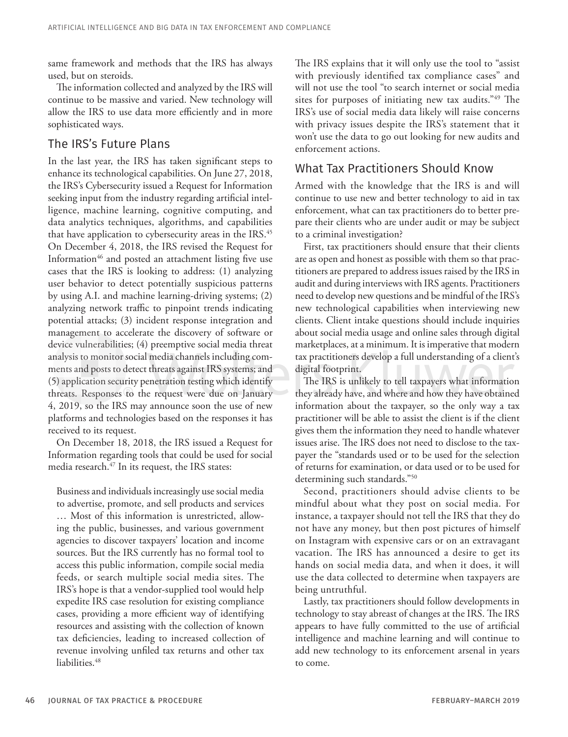same framework and methods that the IRS has always used, but on steroids.

The information collected and analyzed by the IRS will continue to be massive and varied. New technology will allow the IRS to use data more efficiently and in more sophisticated ways.

## The IRS's Future Plans

In the last year, the IRS has taken significant steps to enhance its technological capabilities. On June 27, 2018, the IRS's Cybersecurity issued a Request for Information seeking input from the industry regarding artificial intelligence, machine learning, cognitive computing, and data analytics techniques, algorithms, and capabilities that have application to cybersecurity areas in the IRS.[45] On December 4, 2018, the IRS revised the Request for Information[46] and posted an attachment listing five use cases that the IRS is looking to address: (1) analyzing user behavior to detect potentially suspicious patterns by using A.I. and machine learning-driving systems; (2) analyzing network traffic to pinpoint trends indicating potential attacks; (3) incident response integration and management to accelerate the discovery of software or device vulnerabilities; (4) preemptive social media threat analysis to monitor social media channels including comments and posts to detect threats against IRS systems; and (5) application security penetration testing which identify threats. Responses to the request were due on January 4, 2019, so the IRS may announce soon the use of new platforms and technologies based on the responses it has received to its request.

On December 18, 2018, the IRS issued a Request for Information regarding tools that could be used for social media research.[47] In its request, the IRS states:

> Business and individuals increasingly use social media to advertise, promote, and sell products and services … Most of this information is unrestricted, allowing the public, businesses, and various government agencies to discover taxpayers' location and income sources. But the IRS currently has no formal tool to access this public information, compile social media feeds, or search multiple social media sites. The IRS's hope is that a vendor-supplied tool would help expedite IRS case resolution for existing compliance cases, providing a more efficient way of identifying resources and assisting with the collection of known tax deficiencies, leading to increased collection of revenue involving unfiled tax returns and other tax liabilities.[48]

The IRS explains that it will only use the tool to "assist with previously identified tax compliance cases" and will not use the tool "to search internet or social media sites for purposes of initiating new tax audits."[49] The IRS's use of social media data likely will raise concerns with privacy issues despite the IRS's statement that it won't use the data to go out looking for new audits and enforcement actions.

## What Tax Practitioners Should Know

Armed with the knowledge that the IRS is and will continue to use new and better technology to aid in tax enforcement, what can tax practitioners do to better prepare their clients who are under audit or may be subject to a criminal investigation?

First, tax practitioners should ensure that their clients are as open and honest as possible with them so that practitioners are prepared to address issues raised by the IRS in audit and during interviews with IRS agents. Practitioners need to develop new questions and be mindful of the IRS's new technological capabilities when interviewing new clients. Client intake questions should include inquiries about social media usage and online sales through digital marketplaces, at a minimum. It is imperative that modern tax practitioners develop a full understanding of a client's digital footprint.

The IRS is unlikely to tell taxpayers what information they already have, and where and how they have obtained information about the taxpayer, so the only way a tax practitioner will be able to assist the client is if the client gives them the information they need to handle whatever issues arise. The IRS does not need to disclose to the taxpayer the "standards used or to be used for the selection of returns for examination, or data used or to be used for determining such standards."[50]

Second, practitioners should advise clients to be mindful about what they post on social media. For instance, a taxpayer should not tell the IRS that they do not have any money, but then post pictures of himself on Instagram with expensive cars or on an extravagant vacation. The IRS has announced a desire to get its hands on social media data, and when it does, it will use the data collected to determine when taxpayers are being untruthful.

Lastly, tax practitioners should follow developments in technology to stay abreast of changes at the IRS. The IRS appears to have fully committed to the use of artificial intelligence and machine learning and will continue to add new technology to its enforcement arsenal in years to come.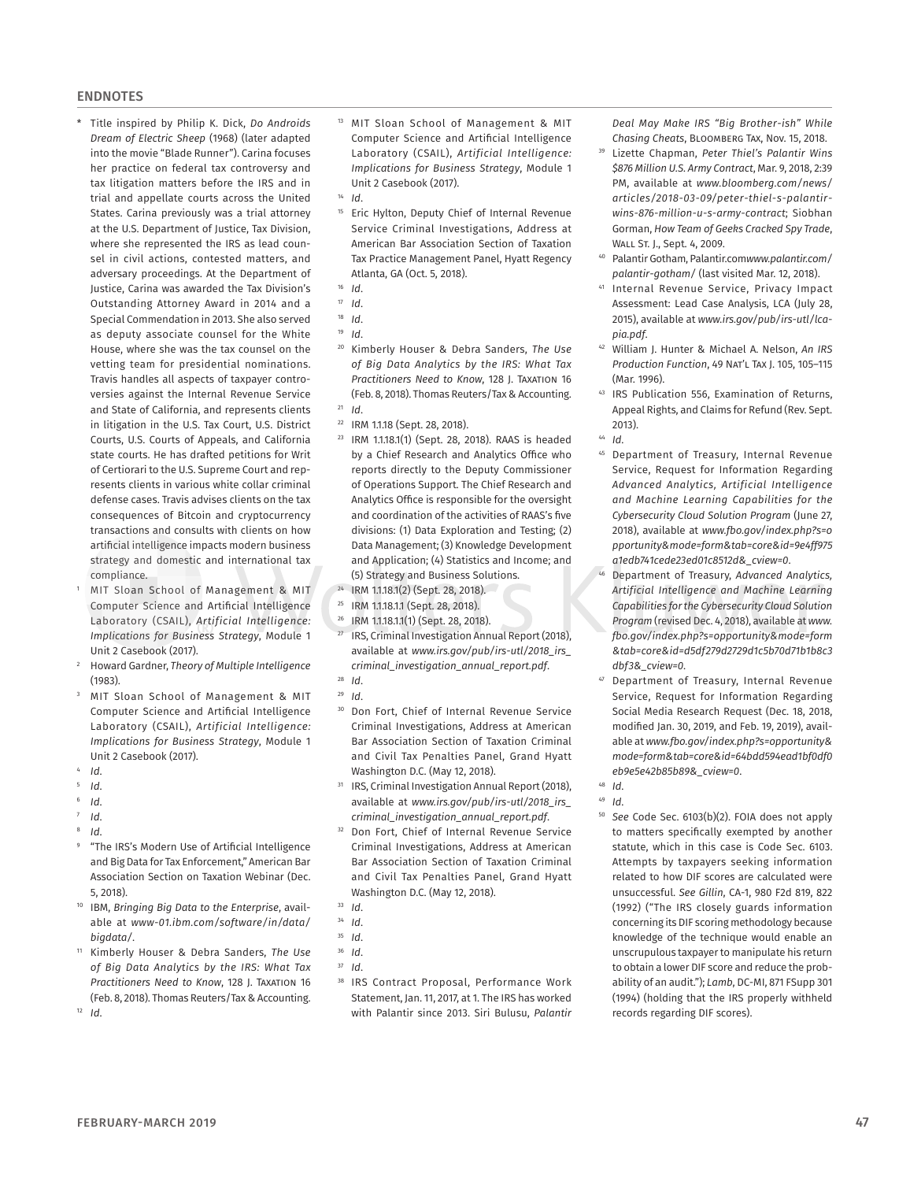## ENDNOTES

\* Title inspired by Philip K. Dick, *Do Androids Dream of Electric Sheep* (1968) (later adapted into the movie "Blade Runner"). Carina focuses her practice on federal tax controversy and tax litigation matters before the IRS and in trial and appellate courts across the United States. Carina previously was a trial attorney at the U.S. Department of Justice, Tax Division, where she represented the IRS as lead counsel in civil actions, contested matters, and adversary proceedings. At the Department of Justice, Carina was awarded the Tax Division's Outstanding Attorney Award in 2014 and a Special Commendation in 2013. She also served as deputy associate counsel for the White House, where she was the tax counsel on the vetting team for presidential nominations. Travis handles all aspects of taxpayer controversies against the Internal Revenue Service and State of California, and represents clients in litigation in the U.S. Tax Court, U.S. District Courts, U.S. Courts of Appeals, and California state courts. He has drafted petitions for Writ of Certiorari to the U.S. Supreme Court and represents clients in various white collar criminal defense cases. Travis advises clients on the tax consequences of Bitcoin and cryptocurrency transactions and consults with clients on how artificial intelligence impacts modern business strategy and domestic and international tax compliance.

1. MIT Sloan School of Management & MIT Computer Science and Artificial Intelligence Laboratory (CSAIL), *Artificial Intelligence: Implications for Business Strategy*, Module 1 Unit 2 Casebook (2017).
2. Howard Gardner, *Theory of Multiple Intelligence* (1983).
3. MIT Sloan School of Management & MIT Computer Science and Artificial Intelligence Laboratory (CSAIL), *Artificial Intelligence: Implications for Business Strategy*, Module 1 Unit 2 Casebook (2017).
4. *Id*.
5. *Id*.
6. *Id*.
7. *Id*.
8. *Id*.
9. "The IRS's Modern Use of Artificial Intelligence and Big Data for Tax Enforcement," American Bar Association Section on Taxation Webinar (Dec. 5, 2018).
10. IBM, *Bringing Big Data to the Enterprise*, available at *www-01.ibm.com/software/in/data/bigdata/*.
11. Kimberly Houser & Debra Sanders, *The Use of Big Data Analytics by the IRS: What Tax Practitioners Need to Know*, 128 J. TAXATION 16 (Feb. 8, 2018). Thomas Reuters/Tax & Accounting.
12. *Id*.
13. MIT Sloan School of Management & MIT Computer Science and Artificial Intelligence Laboratory (CSAIL), *Artificial Intelligence: Implications for Business Strategy*, Module 1 Unit 2 Casebook (2017).
14. *Id*.
15. Eric Hylton, Deputy Chief of Internal Revenue Service Criminal Investigations, Address at American Bar Association Section of Taxation Tax Practice Management Panel, Hyatt Regency Atlanta, GA (Oct. 5, 2018).
16. *Id*.
17. *Id*.
18. *Id*.
19. *Id*.
20. Kimberly Houser & Debra Sanders, *The Use of Big Data Analytics by the IRS: What Tax Practitioners Need to Know*, 128 J. TAXATION 16 (Feb. 8, 2018). Thomas Reuters/Tax & Accounting.
21. *Id*.
22. IRM 1.1.18 (Sept. 28, 2018).
23. IRM 1.1.18.1(1) (Sept. 28, 2018). RAAS is headed by a Chief Research and Analytics Office who reports directly to the Deputy Commissioner of Operations Support. The Chief Research and Analytics Office is responsible for the oversight and coordination of the activities of RAAS's five divisions: (1) Data Exploration and Testing; (2) Data Management; (3) Knowledge Development and Application; (4) Statistics and Income; and (5) Strategy and Business Solutions.
24. IRM 1.1.18.1(2) (Sept. 28, 2018).
25. IRM 1.1.18.1.1 (Sept. 28, 2018).
26. IRM 1.1.18.1.1(1) (Sept. 28, 2018).
27. IRS, Criminal Investigation Annual Report (2018), available at *www.irs.gov/pub/irs-utl/2018_irs_criminal_investigation_annual_report.pdf*.
28. *Id*.
29. *Id*.
30. Don Fort, Chief of Internal Revenue Service Criminal Investigations, Address at American Bar Association Section of Taxation Criminal and Civil Tax Penalties Panel, Grand Hyatt Washington D.C. (May 12, 2018).
31. IRS, Criminal Investigation Annual Report (2018), available at *www.irs.gov/pub/irs-utl/2018_irs_criminal_investigation_annual_report.pdf*.
32. Don Fort, Chief of Internal Revenue Service Criminal Investigations, Address at American Bar Association Section of Taxation Criminal and Civil Tax Penalties Panel, Grand Hyatt Washington D.C. (May 12, 2018).
33. *Id*.
34. *Id*.
35. *Id*.
36. *Id*.
37. *Id*.
38. IRS Contract Proposal, Performance Work Statement, Jan. 11, 2017, at 1. The IRS has worked with Palantir since 2013. Siri Bulusu, *Palantir Deal May Make IRS "Big Brother-ish" While Chasing Cheats*, BLOOMBERG TAX, Nov. 15, 2018.
39. Lizette Chapman, *Peter Thiel's Palantir Wins $876 Million U.S. Army Contract*, Mar. 9, 2018, 2:39 PM, available at *www.bloomberg.com/news/articles/2018-03-09/peter-thiel-s-palantir-wins-876-million-u-s-army-contract*; Siobhan Gorman, *How Team of Geeks Cracked Spy Trade*, WALL ST. J., Sept. 4, 2009.
40. Palantir Gotham, Palantir.com*www.palantir.com/palantir-gotham/* (last visited Mar. 12, 2018).
41. Internal Revenue Service, Privacy Impact Assessment: Lead Case Analysis, LCA (July 28, 2015), available at *www.irs.gov/pub/irs-utl/lca-pia.pdf.*
42. William J. Hunter & Michael A. Nelson, *An IRS Production Function*, 49 NAT'L TAX J. 105, 105–115 (Mar. 1996).
43. IRS Publication 556, Examination of Returns, Appeal Rights, and Claims for Refund (Rev. Sept. 2013).
44. *Id*.
45. Department of Treasury, Internal Revenue Service, Request for Information Regarding *Advanced Analytics, Artificial Intelligence and Machine Learning Capabilities for the Cybersecurity Cloud Solution Program* (June 27, 2018), available at *www.fbo.gov/index.php?s=opportunity&mode=form&tab=core&id=9e4ff975a1edb741cede23ed01c8512d&_cview=0*.
46. Department of Treasury, *Advanced Analytics, Artificial Intelligence and Machine Learning Capabilities for the Cybersecurity Cloud Solution Program* (revised Dec. 4, 2018), available at *www.fbo.gov/index.php?s=opportunity&mode=form&tab=core&id=d5df279d2729d1c5b70d71b1b8c3dbf3&_cview=0*.
47. Department of Treasury, Internal Revenue Service, Request for Information Regarding Social Media Research Request (Dec. 18, 2018, modified Jan. 30, 2019, and Feb. 19, 2019), available at *www.fbo.gov/index.php?s=opportunity&mode=form&tab=core&id=64bdd594ead1bf0df0eb9e5e42b85b89&_cview=0*.
48. *Id*.
49. *Id*.
50. *See* Code Sec. 6103(b)(2). FOIA does not apply to matters specifically exempted by another statute, which in this case is Code Sec. 6103. Attempts by taxpayers seeking information related to how DIF scores are calculated were unsuccessful. *See Gillin*, CA-1, 980 F2d 819, 822 (1992) ("The IRS closely guards information concerning its DIF scoring methodology because knowledge of the technique would enable an unscrupulous taxpayer to manipulate his return to obtain a lower DIF score and reduce the probability of an audit."); *Lamb*, DC-MI, 871 FSupp 301 (1994) (holding that the IRS properly withheld records regarding DIF scores).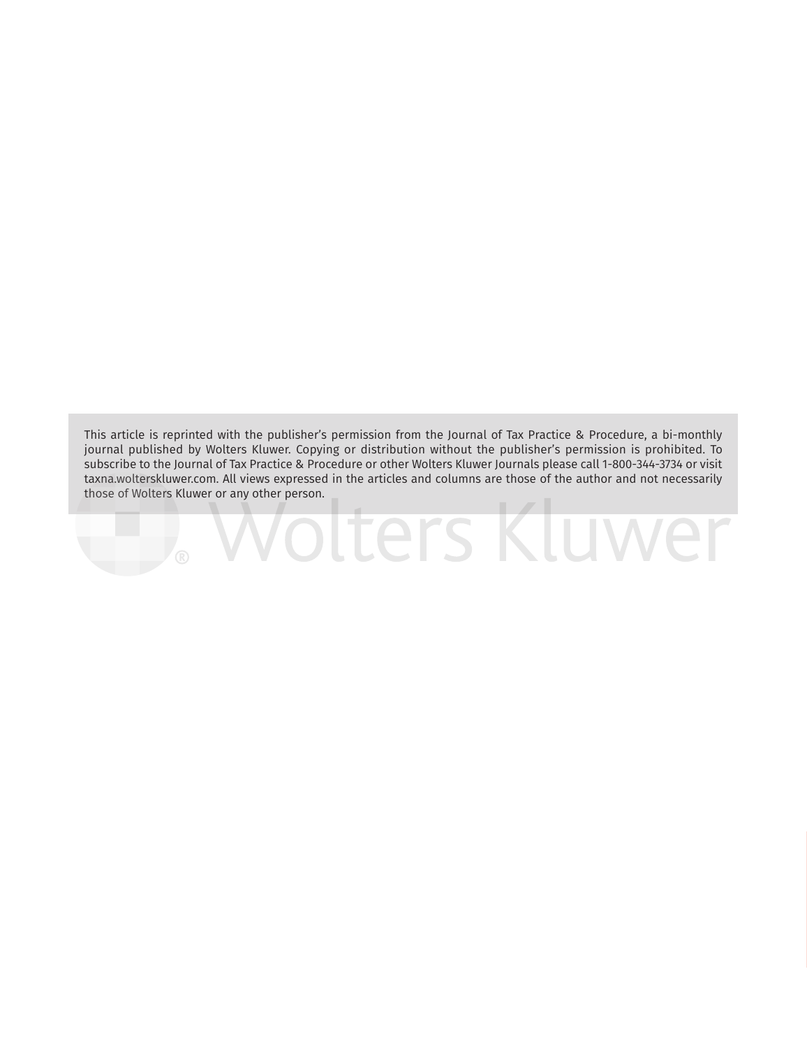This article is reprinted with the publisher's permission from the Journal of Tax Practice & Procedure, a bi-monthly journal published by Wolters Kluwer. Copying or distribution without the publisher's permission is prohibited. To subscribe to the Journal of Tax Practice & Procedure or other Wolters Kluwer Journals please call 1-800-344-3734 or visit taxna.wolterskluwer.com. All views expressed in the articles and columns are those of the author and not necessarily those of Wolters Kluwer or any other person.